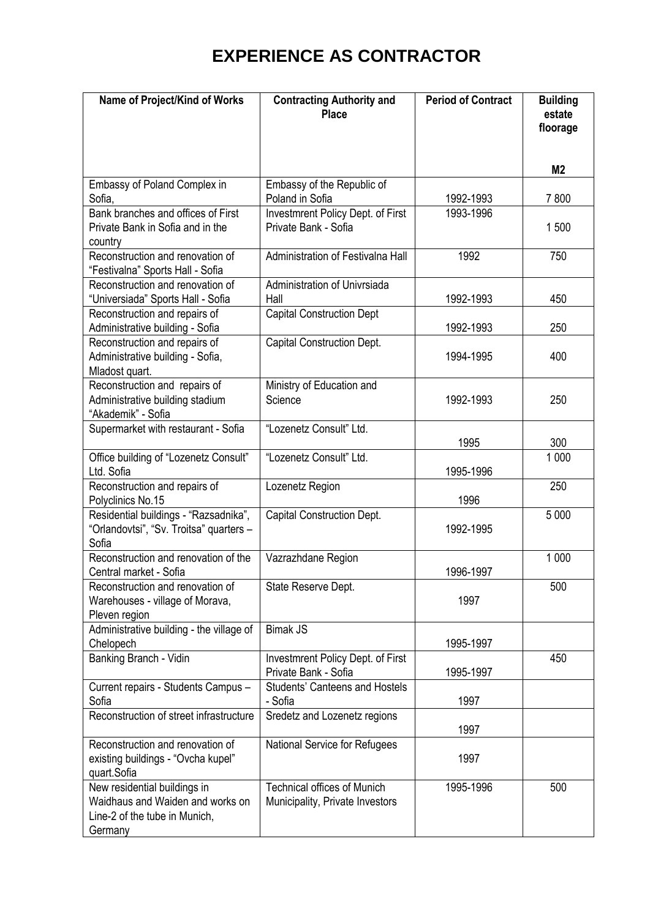# EXPERIENCE AS CONTRACTOR

| Name of Project/Kind of Works | Contracting Authority and Place | Period of Contract | Building estate floorage M2 |
|---|---|---|---|
| Embassy of Poland Complex in Sofia, | Embassy of the Republic of Poland in Sofia | 1992-1993 | 7 800 |
| Bank branches and offices of First Private Bank in Sofia and in the country | Investmrent Policy Dept. of First Private Bank - Sofia | 1993-1996 | 1 500 |
| Reconstruction and renovation of "Festivalna" Sports Hall - Sofia | Administration of Festivalna Hall | 1992 | 750 |
| Reconstruction and renovation of "Universiada" Sports Hall - Sofia | Administration of Univrsiada Hall | 1992-1993 | 450 |
| Reconstruction and repairs of Administrative building - Sofia | Capital Construction Dept | 1992-1993 | 250 |
| Reconstruction and repairs of Administrative building - Sofia, Mladost quart. | Capital Construction Dept. | 1994-1995 | 400 |
| Reconstruction and repairs of Administrative building stadium "Akademik" - Sofia | Ministry of Education and Science | 1992-1993 | 250 |
| Supermarket with restaurant - Sofia | "Lozenetz Consult" Ltd. | 1995 | 300 |
| Office building of "Lozenetz Consult" Ltd. Sofia | "Lozenetz Consult" Ltd. | 1995-1996 | 1 000 |
| Reconstruction and repairs of Polyclinics No.15 | Lozenetz Region | 1996 | 250 |
| Residential buildings - "Razsadnika", "Orlandovtsi", "Sv. Troitsa" quarters – Sofia | Capital Construction Dept. | 1992-1995 | 5 000 |
| Reconstruction and renovation of the Central market - Sofia | Vazrazhdane Region | 1996-1997 | 1 000 |
| Reconstruction and renovation of Warehouses - village of Morava, Pleven region | State Reserve Dept. | 1997 | 500 |
| Administrative building - the village of Chelopech | Bimak JS | 1995-1997 | |
| Banking Branch - Vidin | Investmrent Policy Dept. of First Private Bank - Sofia | 1995-1997 | 450 |
| Current repairs - Students Campus – Sofia | Students' Canteens and Hostels - Sofia | 1997 | |
| Reconstruction of street infrastructure | Sredetz and Lozenetz regions | 1997 | |
| Reconstruction and renovation of existing buildings - "Ovcha kupel" quart.Sofia | National Service for Refugees | 1997 | |
| New residential buildings in Waidhaus and Waiden and works on Line-2 of the tube in Munich, Germany | Technical offices of Munich Municipality, Private Investors | 1995-1996 | 500 |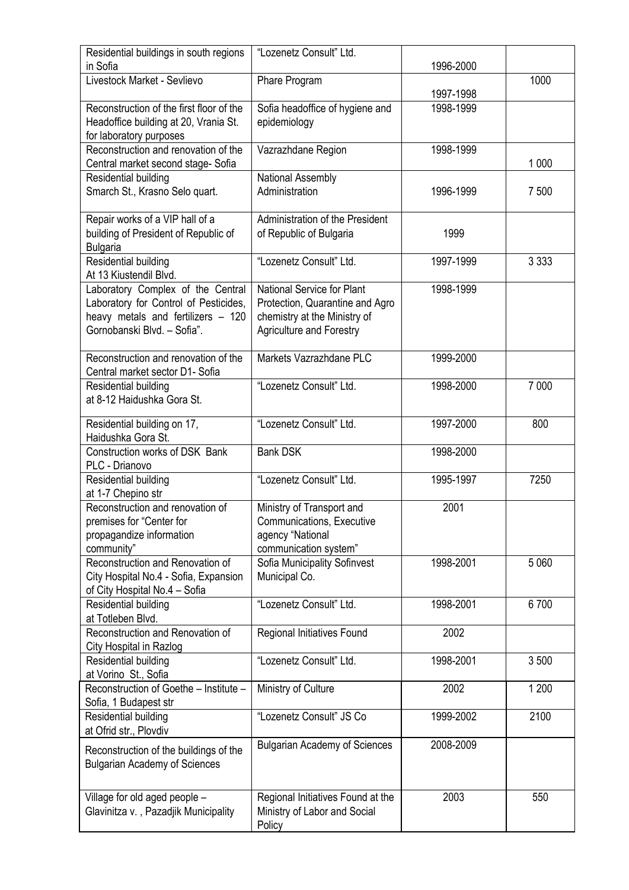| Residential buildings in south regions in Sofia | "Lozenetz Consult" Ltd. | 1996-2000 | |
|---|---|---|---|
| Livestock Market - Sevlievo | Phare Program | 1997-1998 | 1000 |
| Reconstruction of the first floor of the Headoffice building at 20, Vrania St. for laboratory purposes | Sofia headoffice of hygiene and epidemiology | 1998-1999 | |
| Reconstruction and renovation of the Central market second stage- Sofia | Vazrazhdane Region | 1998-1999 | 1 000 |
| Residential building Smarch St., Krasno Selo quart. | National Assembly Administration | 1996-1999 | 7 500 |
| Repair works of a VIP hall of a building of President of Republic of Bulgaria | Administration of the President of Republic of Bulgaria | 1999 | |
| Residential building At 13 Kiustendil Blvd. | "Lozenetz Consult" Ltd. | 1997-1999 | 3 333 |
| Laboratory Complex of the Central Laboratory for Control of Pesticides, heavy metals and fertilizers – 120 Gornobanski Blvd. – Sofia". | National Service for Plant Protection, Quarantine and Agro chemistry at the Ministry of Agriculture and Forestry | 1998-1999 | |
| Reconstruction and renovation of the Central market sector D1- Sofia | Markets Vazrazhdane PLC | 1999-2000 | |
| Residential building at 8-12 Haidushka Gora St. | "Lozenetz Consult" Ltd. | 1998-2000 | 7 000 |
| Residential building on 17, Haidushka Gora St. | "Lozenetz Consult" Ltd. | 1997-2000 | 800 |
| Construction works of DSK Bank PLC - Drianovo | Bank DSK | 1998-2000 | |
| Residential building at 1-7 Chepino str | "Lozenetz Consult" Ltd. | 1995-1997 | 7250 |
| Reconstruction and renovation of premises for "Center for propagandize information community" | Ministry of Transport and Communications, Executive agency "National communication system" | 2001 | |
| Reconstruction and Renovation of City Hospital No.4 - Sofia, Expansion of City Hospital No.4 – Sofia | Sofia Municipality Sofinvest Municipal Co. | 1998-2001 | 5 060 |
| Residential building at Totleben Blvd. | "Lozenetz Consult" Ltd. | 1998-2001 | 6 700 |
| Reconstruction and Renovation of City Hospital in Razlog | Regional Initiatives Found | 2002 | |
| Residential building at Vorino St., Sofia | "Lozenetz Consult" Ltd. | 1998-2001 | 3 500 |
| Reconstruction of Goethe – Institute – Sofia, 1 Budapest str | Ministry of Culture | 2002 | 1 200 |
| Residential building at Ofrid str., Plovdiv | "Lozenetz Consult" JS Co | 1999-2002 | 2100 |
| Reconstruction of the buildings of the Bulgarian Academy of Sciences | Bulgarian Academy of Sciences | 2008-2009 | |
| Village for old aged people – Glavinitza v. , Pazadjik Municipality | Regional Initiatives Found at the Ministry of Labor and Social Policy | 2003 | 550 |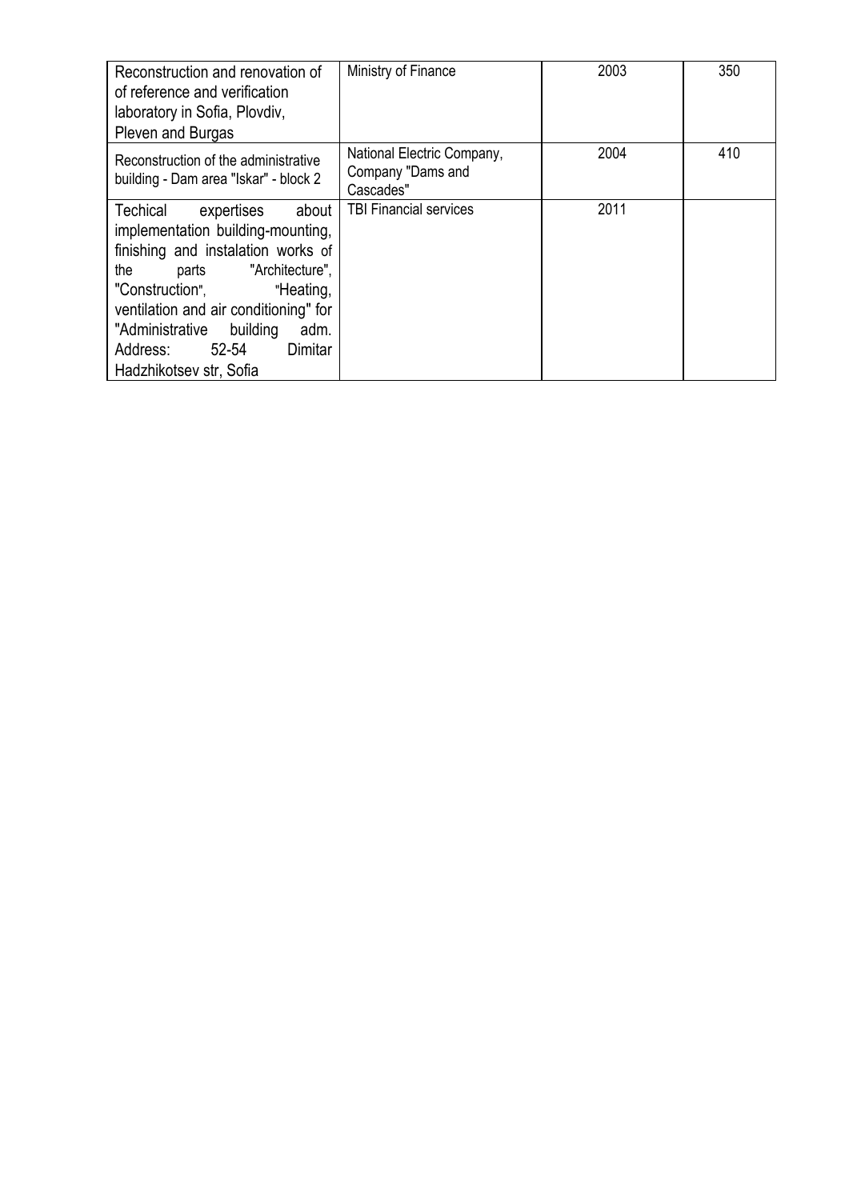| | | | |
|---|---|---|---|
| Reconstruction and renovation of of reference and verification laboratory in Sofia, Plovdiv, Pleven and Burgas | Ministry of Finance | 2003 | 350 |
| Reconstruction of the administrative building - Dam area "Iskar" - block 2 | National Electric Company, Company "Dams and Cascades" | 2004 | 410 |
| Techical expertises about implementation building-mounting, finishing and instalation works of the parts "Architecture", "Construction", "Heating, ventilation and air conditioning" for "Administrative building adm. Address: 52-54 Dimitar Hadzhikotsev str, Sofia | TBI Financial services | 2011 | |